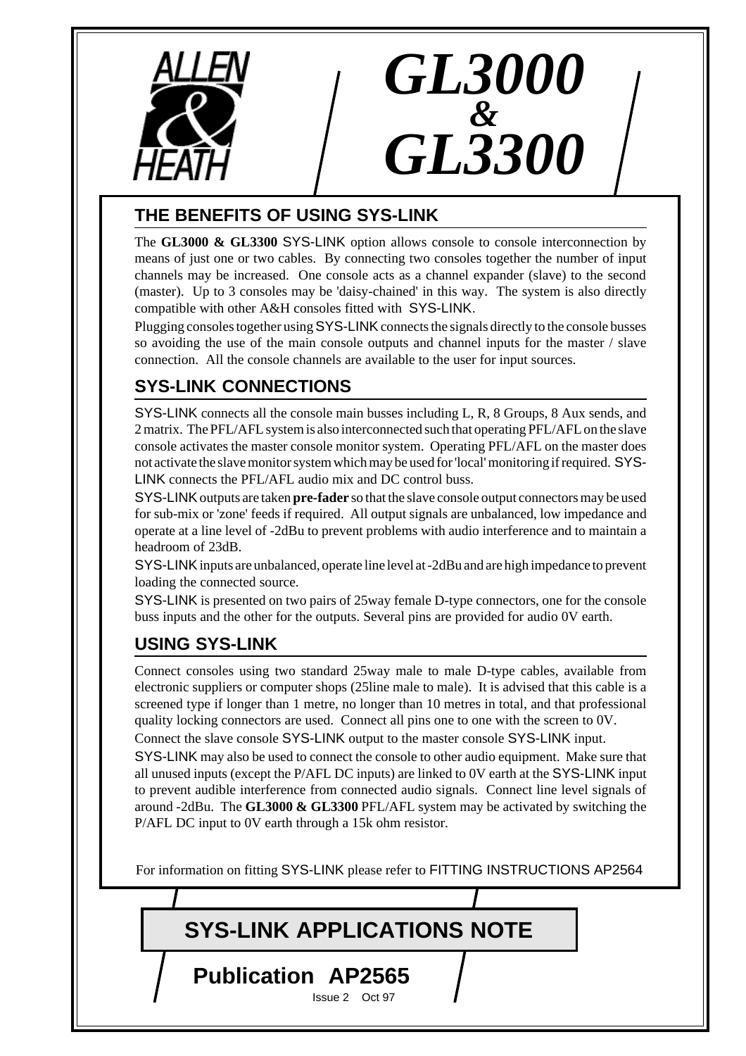ALLEN & HEATH

# GL3000 & GL3300

## THE BENEFITS OF USING SYS-LINK

The **GL3000 & GL3300** SYS-LINK option allows console to console interconnection by means of just one or two cables. By connecting two consoles together the number of input channels may be increased. One console acts as a channel expander (slave) to the second (master). Up to 3 consoles may be 'daisy-chained' in this way. The system is also directly compatible with other A&H consoles fitted with SYS-LINK.

Plugging consoles together using SYS-LINK connects the signals directly to the console busses so avoiding the use of the main console outputs and channel inputs for the master / slave connection. All the console channels are available to the user for input sources.

## SYS-LINK CONNECTIONS

SYS-LINK connects all the console main busses including L, R, 8 Groups, 8 Aux sends, and 2 matrix. The PFL/AFL system is also interconnected such that operating PFL/AFL on the slave console activates the master console monitor system. Operating PFL/AFL on the master does not activate the slave monitor system which may be used for 'local' monitoring if required. SYS-LINK connects the PFL/AFL audio mix and DC control buss.

SYS-LINK outputs are taken **pre-fader** so that the slave console output connectors may be used for sub-mix or 'zone' feeds if required. All output signals are unbalanced, low impedance and operate at a line level of -2dBu to prevent problems with audio interference and to maintain a headroom of 23dB.

SYS-LINK inputs are unbalanced, operate line level at -2dBu and are high impedance to prevent loading the connected source.

SYS-LINK is presented on two pairs of 25way female D-type connectors, one for the console buss inputs and the other for the outputs. Several pins are provided for audio 0V earth.

## USING SYS-LINK

Connect consoles using two standard 25way male to male D-type cables, available from electronic suppliers or computer shops (25line male to male). It is advised that this cable is a screened type if longer than 1 metre, no longer than 10 metres in total, and that professional quality locking connectors are used. Connect all pins one to one with the screen to 0V.

Connect the slave console SYS-LINK output to the master console SYS-LINK input.

SYS-LINK may also be used to connect the console to other audio equipment. Make sure that all unused inputs (except the P/AFL DC inputs) are linked to 0V earth at the SYS-LINK input to prevent audible interference from connected audio signals. Connect line level signals of around -2dBu. The **GL3000 & GL3300** PFL/AFL system may be activated by switching the P/AFL DC input to 0V earth through a 15k ohm resistor.

For information on fitting SYS-LINK please refer to FITTING INSTRUCTIONS AP2564

# SYS-LINK APPLICATIONS NOTE

## Publication AP2565

Issue 2 Oct 97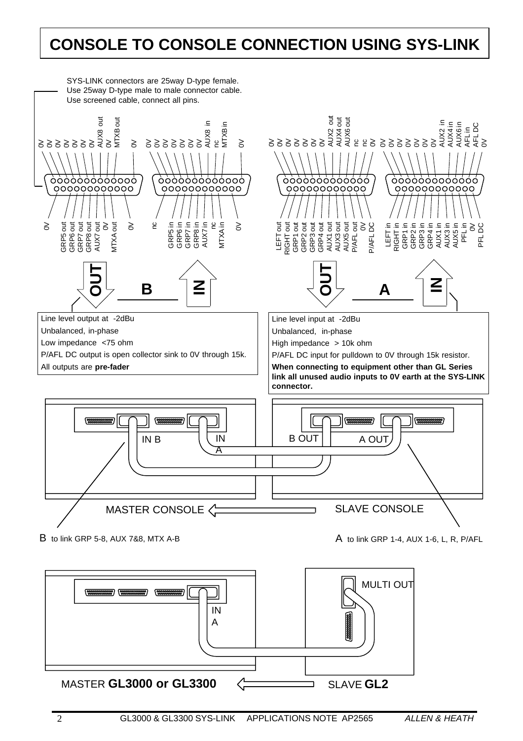# CONSOLE TO CONSOLE CONNECTION USING SYS-LINK

SYS-LINK connectors are 25way D-type female.
Use 25way D-type male to male connector cable.
Use screened cable, connect all pins.

0V
0V
0V
0V
0V
0V
AUX8 out
0V
MTXB out
0V

0V
0V
0V
0V
0V
0V
AUX8 in
nc
MTXB in
0V

0V
0V
0V
0V
0V
0V
AUX2 out
AUX4 out
AUX6 out
nc
nc
0V

0V
0V
0V
0V
0V
0V
AUX2 in
AUX4 in
AUX6 in
AFL in
AFL DC
0V

0V
GRP5 out
GRP6 out
GRP7 out
GRP8 out
AUX7 out
0V
MTXA out
0V

nc
GRP5 in
GRP6 in
GRP7 in
GRP8 in
AUX7 in
nc
MTXA in
0V

LEFT out
RIGHT out
GRP1 out
GRP2 out
GRP3 out
GRP4 out
AUX1 out
AUX3 out
AUX5 out
P/AFL out
0V
P/AFL DC

LEFT in
RIGHT in
GRP1 in
GRP2 in
GRP3 in
GRP4 in
AUX1 in
AUX3 in
AUX5 in
PFL in
0V
PFL DC

OUT B IN

OUT A IN

Line level output at -2dBu
Unbalanced, in-phase
Low impedance <75 ohm
P/AFL DC output is open collector sink to 0V through 15k.
All outputs are **pre-fader**

Line level input at -2dBu
Unbalanced, in-phase
High impedance > 10k ohm
P/AFL DC input for pulldown to 0V through 15k resistor.
**When connecting to equipment other than GL Series link all unused audio inputs to 0V earth at the SYS-LINK connector.**

IN B
IN A
B OUT
A OUT

MASTER CONSOLE
SLAVE CONSOLE

B to link GRP 5-8, AUX 7&8, MTX A-B

A to link GRP 1-4, AUX 1-6, L, R, P/AFL

IN A
MULTI OUT

MASTER **GL3000 or GL3300**
SLAVE **GL2**